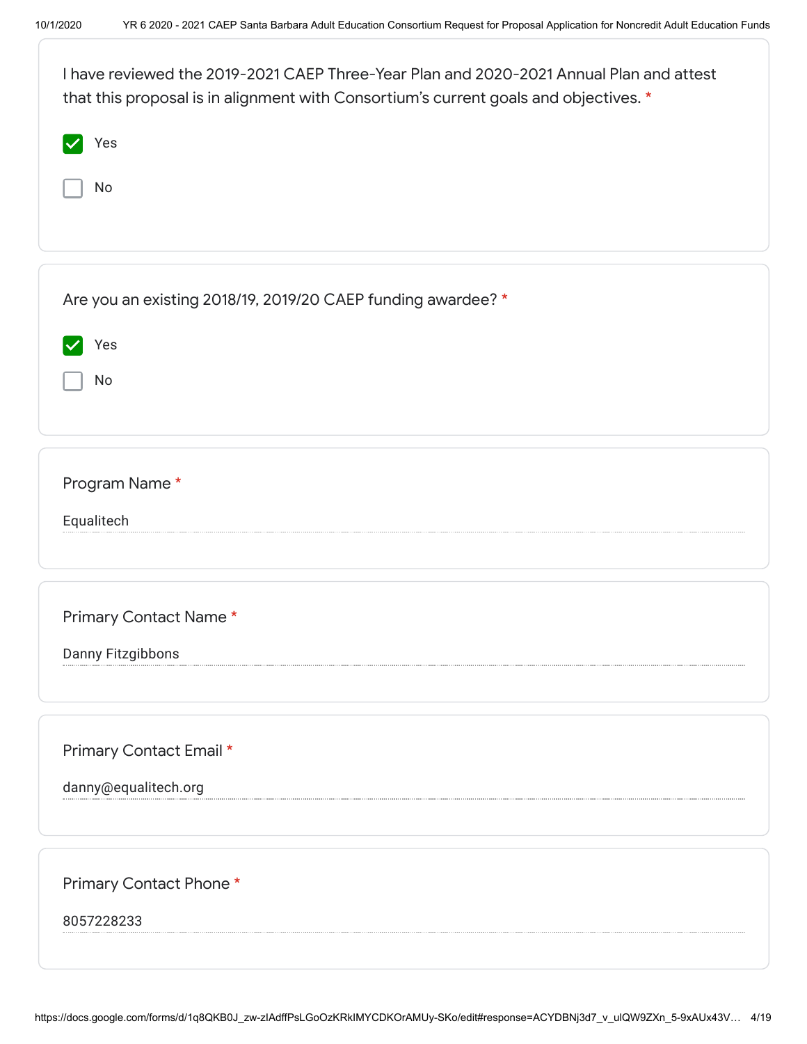I have reviewed the 2019-2021 CAEP Three-Year Plan and 2020-2021 Annual Plan and attest that this proposal is in alignment with Consortium's current goals and objectives. *

- [x] Yes
- [ ] No

Are you an existing 2018/19, 2019/20 CAEP funding awardee? *

- [x] Yes
- [ ] No

Program Name *

Equalitech

Primary Contact Name *

Danny Fitzgibbons

Primary Contact Email *

danny@equalitech.org

Primary Contact Phone *

8057228233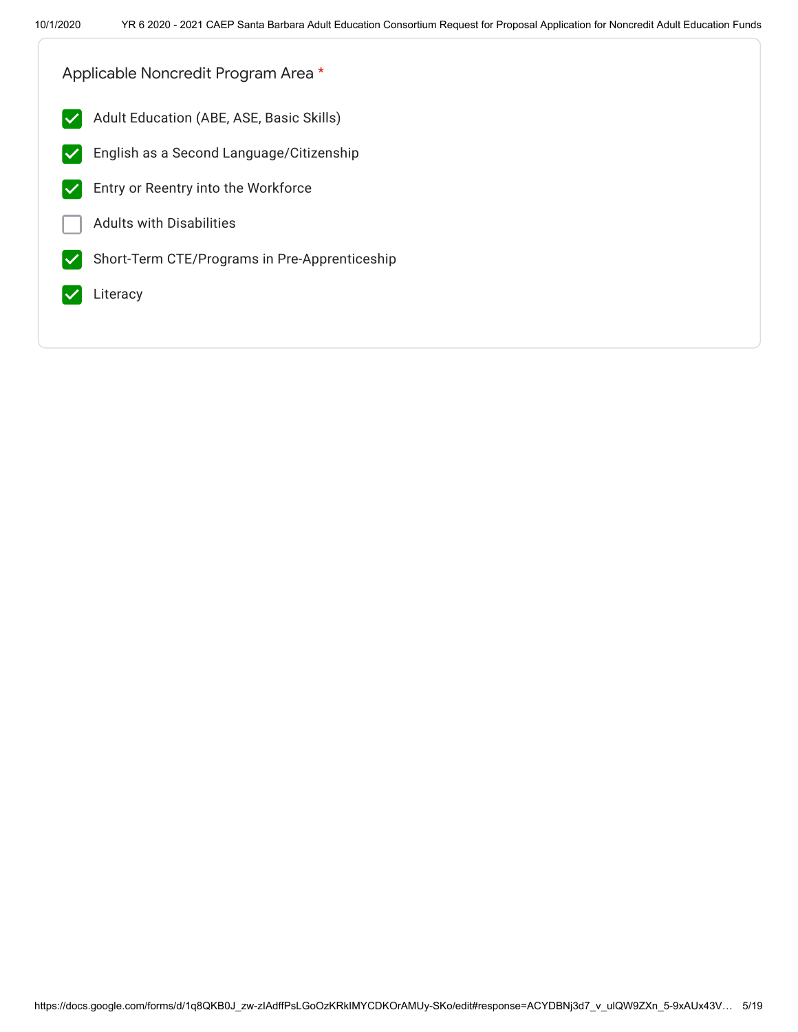Applicable Noncredit Program Area *

- [x] Adult Education (ABE, ASE, Basic Skills)
- [x] English as a Second Language/Citizenship
- [x] Entry or Reentry into the Workforce
- [ ] Adults with Disabilities
- [x] Short-Term CTE/Programs in Pre-Apprenticeship
- [x] Literacy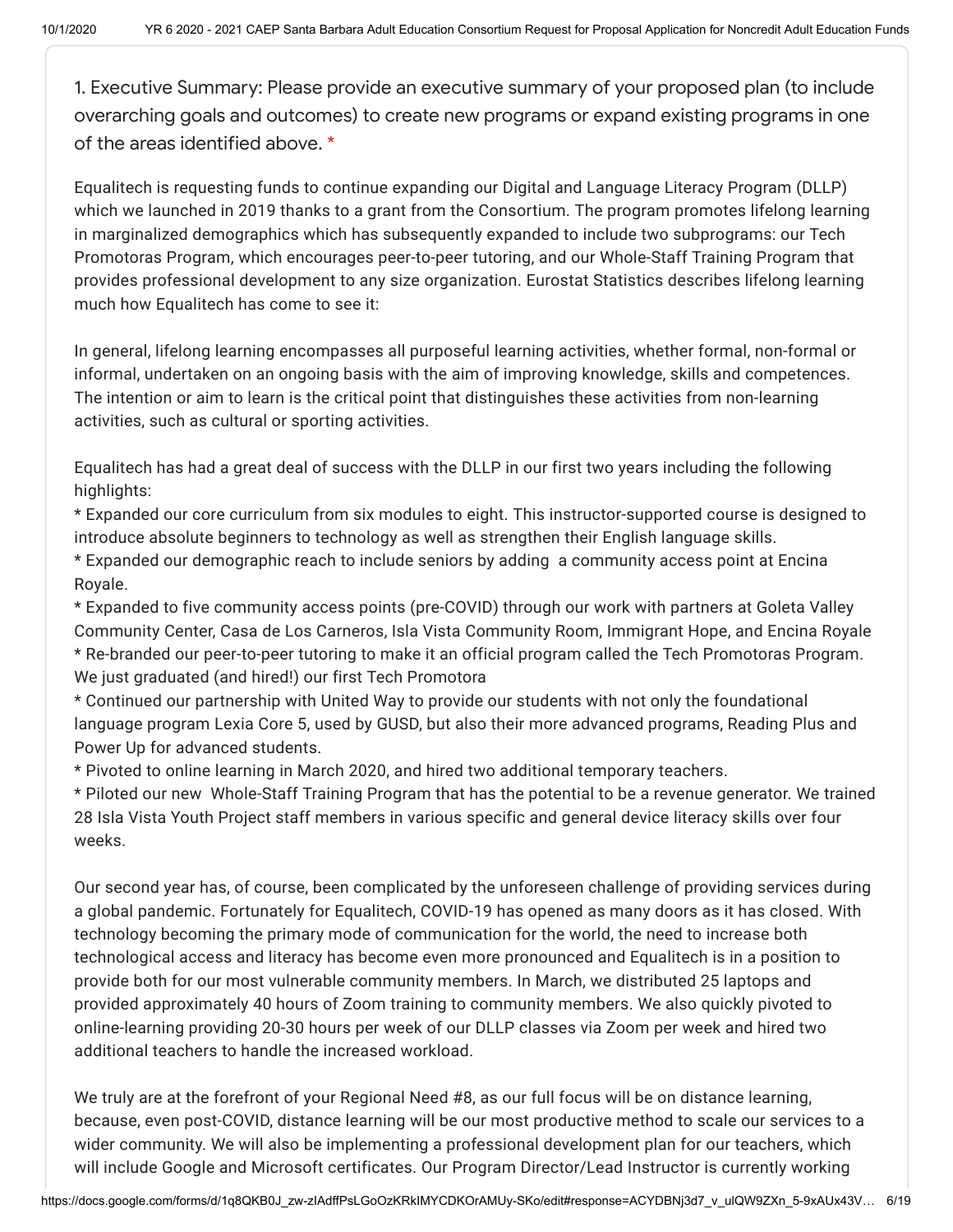1. Executive Summary: Please provide an executive summary of your proposed plan (to include overarching goals and outcomes) to create new programs or expand existing programs in one of the areas identified above. *

Equalitech is requesting funds to continue expanding our Digital and Language Literacy Program (DLLP) which we launched in 2019 thanks to a grant from the Consortium. The program promotes lifelong learning in marginalized demographics which has subsequently expanded to include two subprograms: our Tech Promotoras Program, which encourages peer-to-peer tutoring, and our Whole-Staff Training Program that provides professional development to any size organization. Eurostat Statistics describes lifelong learning much how Equalitech has come to see it:

In general, lifelong learning encompasses all purposeful learning activities, whether formal, non-formal or informal, undertaken on an ongoing basis with the aim of improving knowledge, skills and competences. The intention or aim to learn is the critical point that distinguishes these activities from non-learning activities, such as cultural or sporting activities.

Equalitech has had a great deal of success with the DLLP in our first two years including the following highlights:

* Expanded our core curriculum from six modules to eight. This instructor-supported course is designed to introduce absolute beginners to technology as well as strengthen their English language skills.
* Expanded our demographic reach to include seniors by adding a community access point at Encina Royale.
* Expanded to five community access points (pre-COVID) through our work with partners at Goleta Valley Community Center, Casa de Los Carneros, Isla Vista Community Room, Immigrant Hope, and Encina Royale
* Re-branded our peer-to-peer tutoring to make it an official program called the Tech Promotoras Program. We just graduated (and hired!) our first Tech Promotora
* Continued our partnership with United Way to provide our students with not only the foundational language program Lexia Core 5, used by GUSD, but also their more advanced programs, Reading Plus and Power Up for advanced students.
* Pivoted to online learning in March 2020, and hired two additional temporary teachers.
* Piloted our new Whole-Staff Training Program that has the potential to be a revenue generator. We trained 28 Isla Vista Youth Project staff members in various specific and general device literacy skills over four weeks.

Our second year has, of course, been complicated by the unforeseen challenge of providing services during a global pandemic. Fortunately for Equalitech, COVID-19 has opened as many doors as it has closed. With technology becoming the primary mode of communication for the world, the need to increase both technological access and literacy has become even more pronounced and Equalitech is in a position to provide both for our most vulnerable community members. In March, we distributed 25 laptops and provided approximately 40 hours of Zoom training to community members. We also quickly pivoted to online-learning providing 20-30 hours per week of our DLLP classes via Zoom per week and hired two additional teachers to handle the increased workload.

We truly are at the forefront of your Regional Need #8, as our full focus will be on distance learning, because, even post-COVID, distance learning will be our most productive method to scale our services to a wider community. We will also be implementing a professional development plan for our teachers, which will include Google and Microsoft certificates. Our Program Director/Lead Instructor is currently working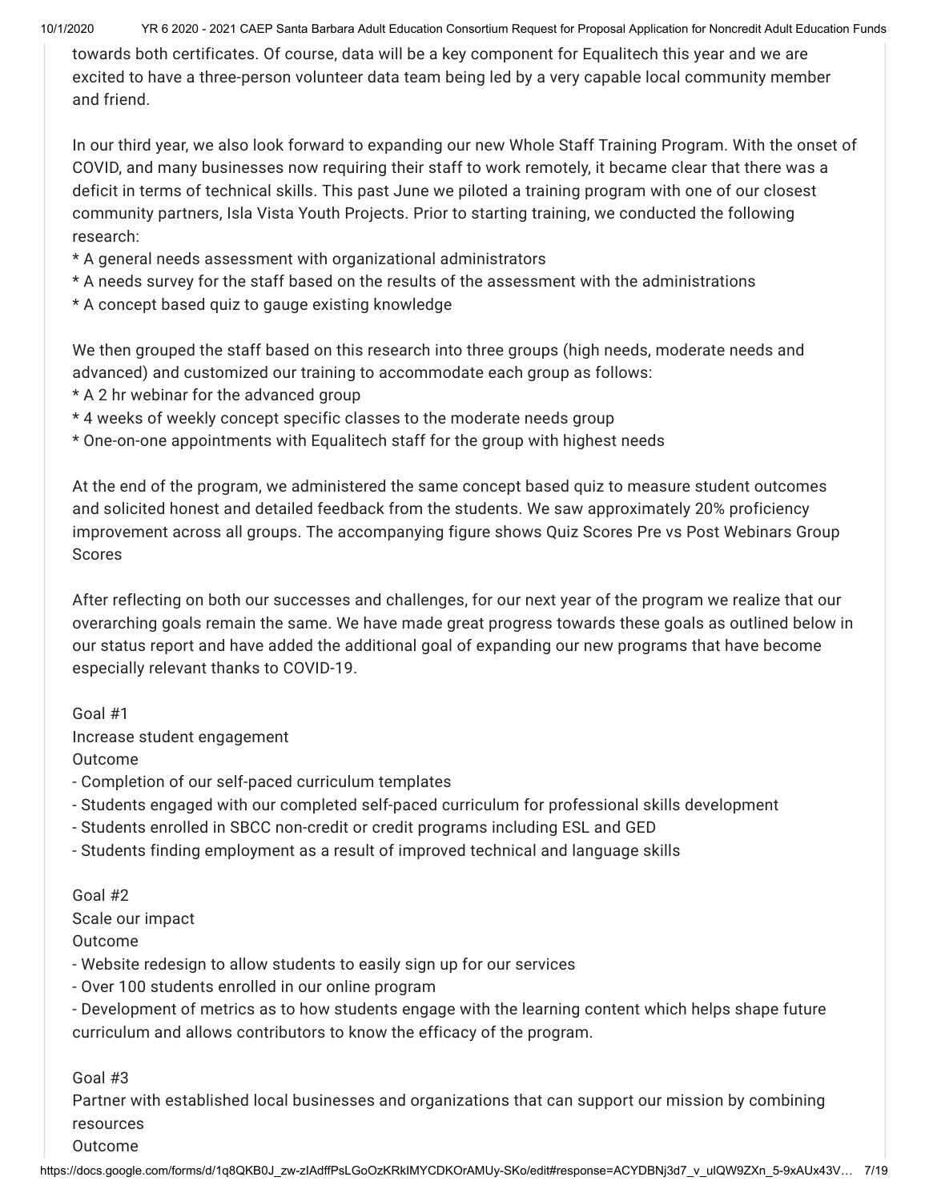towards both certificates. Of course, data will be a key component for Equalitech this year and we are excited to have a three-person volunteer data team being led by a very capable local community member and friend.

In our third year, we also look forward to expanding our new Whole Staff Training Program. With the onset of COVID, and many businesses now requiring their staff to work remotely, it became clear that there was a deficit in terms of technical skills. This past June we piloted a training program with one of our closest community partners, Isla Vista Youth Projects. Prior to starting training, we conducted the following research:

* A general needs assessment with organizational administrators
* A needs survey for the staff based on the results of the assessment with the administrations
* A concept based quiz to gauge existing knowledge

We then grouped the staff based on this research into three groups (high needs, moderate needs and advanced) and customized our training to accommodate each group as follows:

* A 2 hr webinar for the advanced group
* 4 weeks of weekly concept specific classes to the moderate needs group
* One-on-one appointments with Equalitech staff for the group with highest needs

At the end of the program, we administered the same concept based quiz to measure student outcomes and solicited honest and detailed feedback from the students. We saw approximately 20% proficiency improvement across all groups. The accompanying figure shows Quiz Scores Pre vs Post Webinars Group Scores

After reflecting on both our successes and challenges, for our next year of the program we realize that our overarching goals remain the same. We have made great progress towards these goals as outlined below in our status report and have added the additional goal of expanding our new programs that have become especially relevant thanks to COVID-19.

Goal #1
Increase student engagement
Outcome

- Completion of our self-paced curriculum templates
- Students engaged with our completed self-paced curriculum for professional skills development
- Students enrolled in SBCC non-credit or credit programs including ESL and GED
- Students finding employment as a result of improved technical and language skills

Goal #2
Scale our impact
Outcome

- Website redesign to allow students to easily sign up for our services
- Over 100 students enrolled in our online program
- Development of metrics as to how students engage with the learning content which helps shape future curriculum and allows contributors to know the efficacy of the program.

Goal #3
Partner with established local businesses and organizations that can support our mission by combining resources
Outcome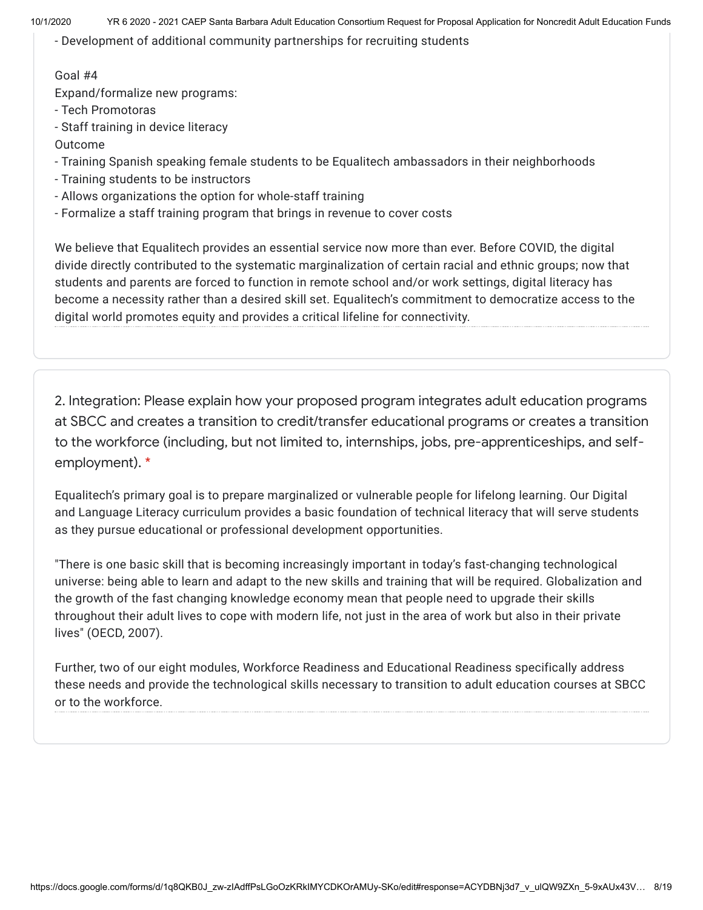- Development of additional community partnerships for recruiting students

Goal #4
Expand/formalize new programs:
- Tech Promotoras
- Staff training in device literacy

Outcome
- Training Spanish speaking female students to be Equalitech ambassadors in their neighborhoods
- Training students to be instructors
- Allows organizations the option for whole-staff training
- Formalize a staff training program that brings in revenue to cover costs

We believe that Equalitech provides an essential service now more than ever. Before COVID, the digital divide directly contributed to the systematic marginalization of certain racial and ethnic groups; now that students and parents are forced to function in remote school and/or work settings, digital literacy has become a necessity rather than a desired skill set. Equalitech's commitment to democratize access to the digital world promotes equity and provides a critical lifeline for connectivity.

2. Integration: Please explain how your proposed program integrates adult education programs at SBCC and creates a transition to credit/transfer educational programs or creates a transition to the workforce (including, but not limited to, internships, jobs, pre-apprenticeships, and self-employment). *

Equalitech's primary goal is to prepare marginalized or vulnerable people for lifelong learning. Our Digital and Language Literacy curriculum provides a basic foundation of technical literacy that will serve students as they pursue educational or professional development opportunities.

"There is one basic skill that is becoming increasingly important in today's fast-changing technological universe: being able to learn and adapt to the new skills and training that will be required. Globalization and the growth of the fast changing knowledge economy mean that people need to upgrade their skills throughout their adult lives to cope with modern life, not just in the area of work but also in their private lives" (OECD, 2007).

Further, two of our eight modules, Workforce Readiness and Educational Readiness specifically address these needs and provide the technological skills necessary to transition to adult education courses at SBCC or to the workforce.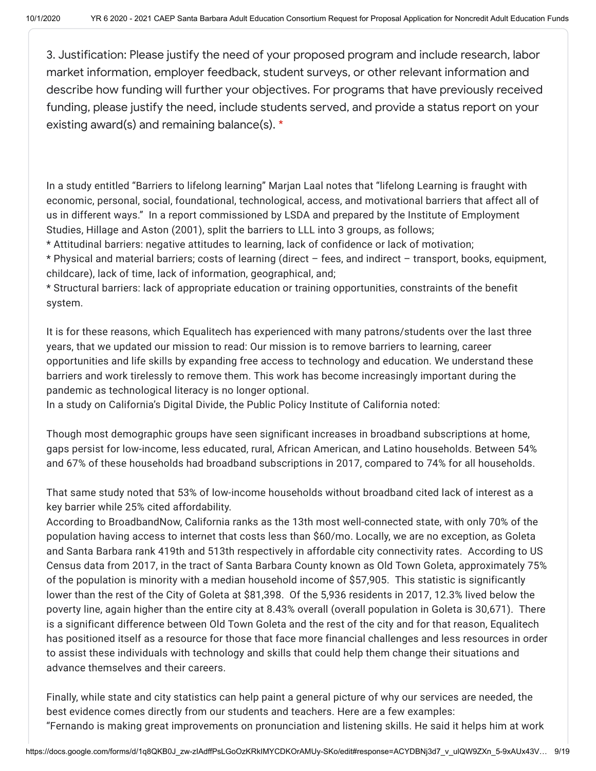3. Justification: Please justify the need of your proposed program and include research, labor market information, employer feedback, student surveys, or other relevant information and describe how funding will further your objectives. For programs that have previously received funding, please justify the need, include students served, and provide a status report on your existing award(s) and remaining balance(s). *

In a study entitled "Barriers to lifelong learning" Marjan Laal notes that "lifelong Learning is fraught with economic, personal, social, foundational, technological, access, and motivational barriers that affect all of us in different ways." In a report commissioned by LSDA and prepared by the Institute of Employment Studies, Hillage and Aston (2001), split the barriers to LLL into 3 groups, as follows;

* Attitudinal barriers: negative attitudes to learning, lack of confidence or lack of motivation;
* Physical and material barriers; costs of learning (direct – fees, and indirect – transport, books, equipment, childcare), lack of time, lack of information, geographical, and;
* Structural barriers: lack of appropriate education or training opportunities, constraints of the benefit system.

It is for these reasons, which Equalitech has experienced with many patrons/students over the last three years, that we updated our mission to read: Our mission is to remove barriers to learning, career opportunities and life skills by expanding free access to technology and education. We understand these barriers and work tirelessly to remove them. This work has become increasingly important during the pandemic as technological literacy is no longer optional.

In a study on California's Digital Divide, the Public Policy Institute of California noted:

Though most demographic groups have seen significant increases in broadband subscriptions at home, gaps persist for low-income, less educated, rural, African American, and Latino households. Between 54% and 67% of these households had broadband subscriptions in 2017, compared to 74% for all households.

That same study noted that 53% of low-income households without broadband cited lack of interest as a key barrier while 25% cited affordability.

According to BroadbandNow, California ranks as the 13th most well-connected state, with only 70% of the population having access to internet that costs less than $60/mo. Locally, we are no exception, as Goleta and Santa Barbara rank 419th and 513th respectively in affordable city connectivity rates. According to US Census data from 2017, in the tract of Santa Barbara County known as Old Town Goleta, approximately 75% of the population is minority with a median household income of $57,905. This statistic is significantly lower than the rest of the City of Goleta at $81,398. Of the 5,936 residents in 2017, 12.3% lived below the poverty line, again higher than the entire city at 8.43% overall (overall population in Goleta is 30,671). There is a significant difference between Old Town Goleta and the rest of the city and for that reason, Equalitech has positioned itself as a resource for those that face more financial challenges and less resources in order to assist these individuals with technology and skills that could help them change their situations and advance themselves and their careers.

Finally, while state and city statistics can help paint a general picture of why our services are needed, the best evidence comes directly from our students and teachers. Here are a few examples:

"Fernando is making great improvements on pronunciation and listening skills. He said it helps him at work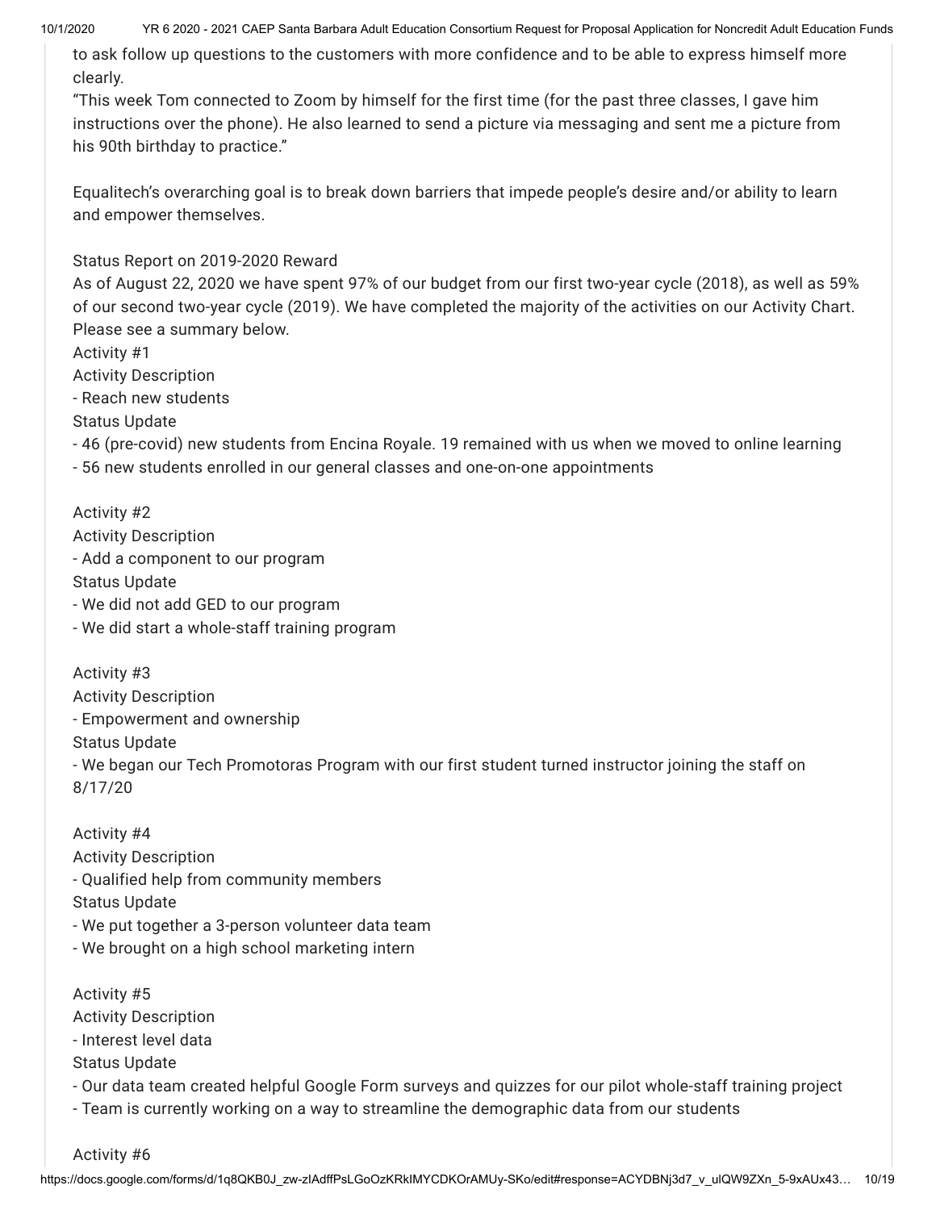to ask follow up questions to the customers with more confidence and to be able to express himself more clearly.

"This week Tom connected to Zoom by himself for the first time (for the past three classes, I gave him instructions over the phone). He also learned to send a picture via messaging and sent me a picture from his 90th birthday to practice."

Equalitech's overarching goal is to break down barriers that impede people's desire and/or ability to learn and empower themselves.

Status Report on 2019-2020 Reward

As of August 22, 2020 we have spent 97% of our budget from our first two-year cycle (2018), as well as 59% of our second two-year cycle (2019). We have completed the majority of the activities on our Activity Chart. Please see a summary below.

Activity #1

Activity Description

- Reach new students

Status Update

- 46 (pre-covid) new students from Encina Royale. 19 remained with us when we moved to online learning
- 56 new students enrolled in our general classes and one-on-one appointments

Activity #2

Activity Description

- Add a component to our program

Status Update

- We did not add GED to our program
- We did start a whole-staff training program

Activity #3

Activity Description

- Empowerment and ownership

Status Update

- We began our Tech Promotoras Program with our first student turned instructor joining the staff on 8/17/20

Activity #4

Activity Description

- Qualified help from community members

Status Update

- We put together a 3-person volunteer data team
- We brought on a high school marketing intern

Activity #5

Activity Description

- Interest level data

Status Update

- Our data team created helpful Google Form surveys and quizzes for our pilot whole-staff training project
- Team is currently working on a way to streamline the demographic data from our students

Activity #6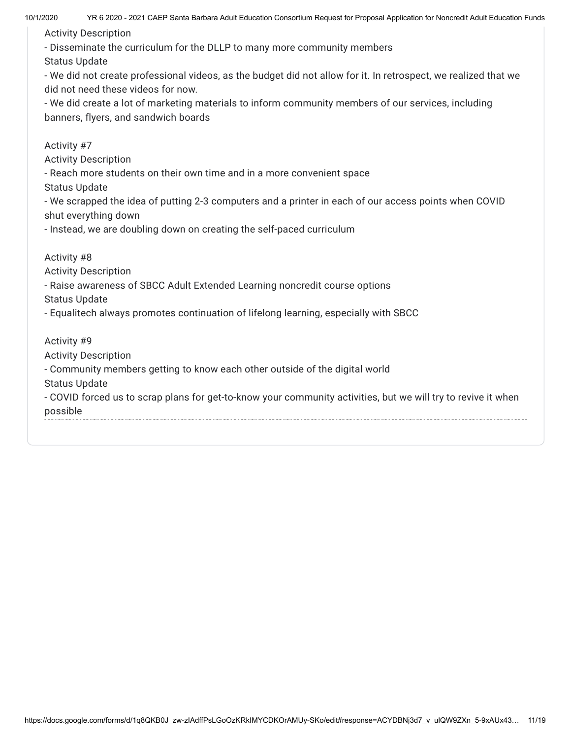Activity Description

- Disseminate the curriculum for the DLLP to many more community members

Status Update

- We did not create professional videos, as the budget did not allow for it. In retrospect, we realized that we did not need these videos for now.
- We did create a lot of marketing materials to inform community members of our services, including banners, flyers, and sandwich boards

Activity #7

Activity Description

- Reach more students on their own time and in a more convenient space

Status Update

- We scrapped the idea of putting 2-3 computers and a printer in each of our access points when COVID shut everything down
- Instead, we are doubling down on creating the self-paced curriculum

Activity #8

Activity Description

- Raise awareness of SBCC Adult Extended Learning noncredit course options

Status Update

- Equalitech always promotes continuation of lifelong learning, especially with SBCC

Activity #9

Activity Description

- Community members getting to know each other outside of the digital world

Status Update

- COVID forced us to scrap plans for get-to-know your community activities, but we will try to revive it when possible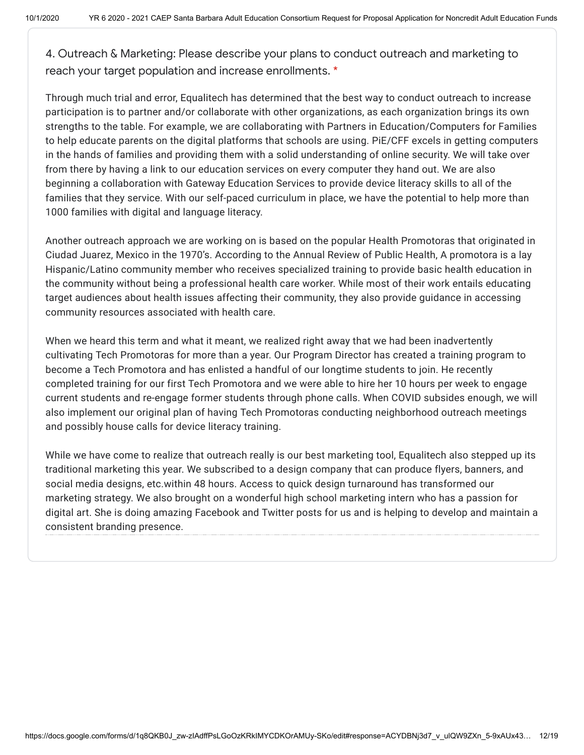4. Outreach & Marketing: Please describe your plans to conduct outreach and marketing to reach your target population and increase enrollments. *

Through much trial and error, Equalitech has determined that the best way to conduct outreach to increase participation is to partner and/or collaborate with other organizations, as each organization brings its own strengths to the table. For example, we are collaborating with Partners in Education/Computers for Families to help educate parents on the digital platforms that schools are using. PiE/CFF excels in getting computers in the hands of families and providing them with a solid understanding of online security. We will take over from there by having a link to our education services on every computer they hand out. We are also beginning a collaboration with Gateway Education Services to provide device literacy skills to all of the families that they service. With our self-paced curriculum in place, we have the potential to help more than 1000 families with digital and language literacy.

Another outreach approach we are working on is based on the popular Health Promotoras that originated in Ciudad Juarez, Mexico in the 1970's. According to the Annual Review of Public Health, A promotora is a lay Hispanic/Latino community member who receives specialized training to provide basic health education in the community without being a professional health care worker. While most of their work entails educating target audiences about health issues affecting their community, they also provide guidance in accessing community resources associated with health care.

When we heard this term and what it meant, we realized right away that we had been inadvertently cultivating Tech Promotoras for more than a year. Our Program Director has created a training program to become a Tech Promotora and has enlisted a handful of our longtime students to join. He recently completed training for our first Tech Promotora and we were able to hire her 10 hours per week to engage current students and re-engage former students through phone calls. When COVID subsides enough, we will also implement our original plan of having Tech Promotoras conducting neighborhood outreach meetings and possibly house calls for device literacy training.

While we have come to realize that outreach really is our best marketing tool, Equalitech also stepped up its traditional marketing this year. We subscribed to a design company that can produce flyers, banners, and social media designs, etc.within 48 hours. Access to quick design turnaround has transformed our marketing strategy. We also brought on a wonderful high school marketing intern who has a passion for digital art. She is doing amazing Facebook and Twitter posts for us and is helping to develop and maintain a consistent branding presence.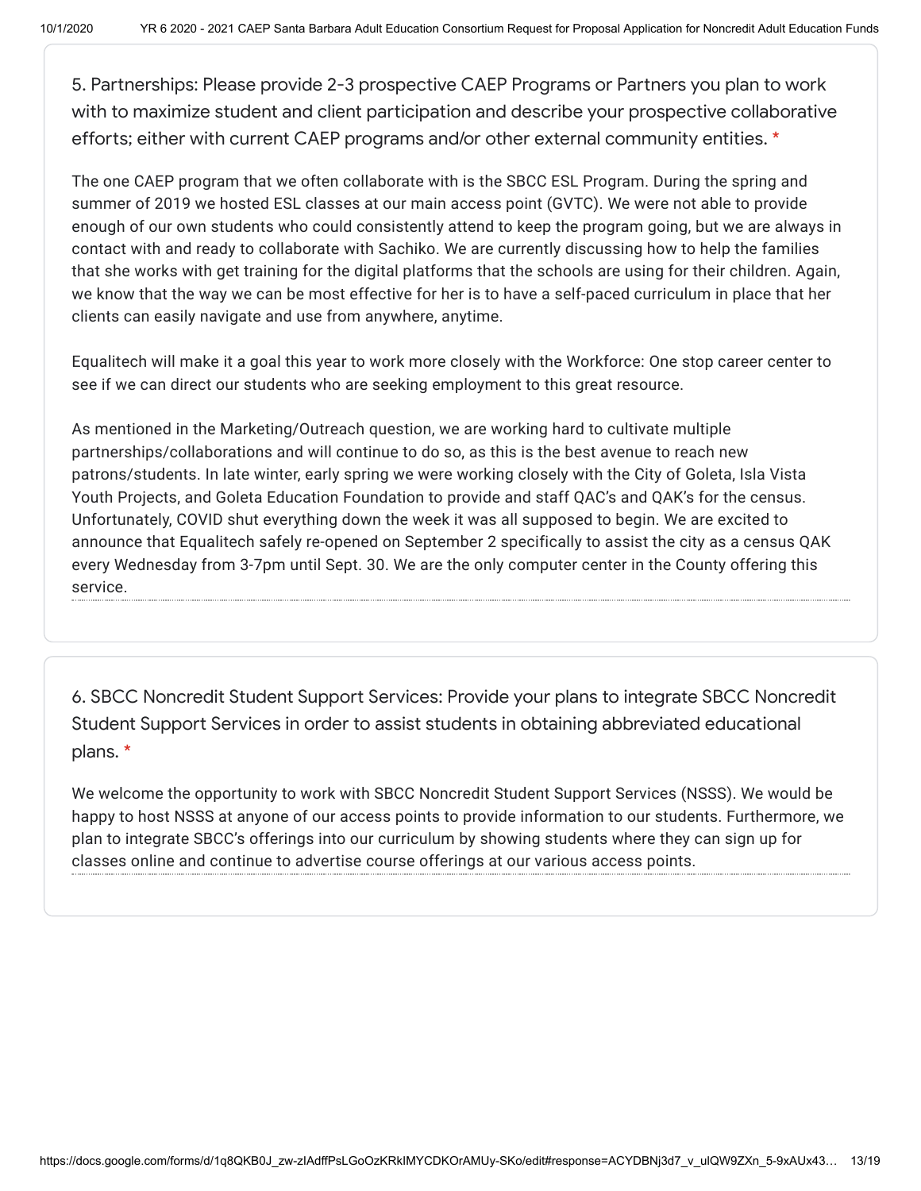5. Partnerships: Please provide 2-3 prospective CAEP Programs or Partners you plan to work with to maximize student and client participation and describe your prospective collaborative efforts; either with current CAEP programs and/or other external community entities. *

The one CAEP program that we often collaborate with is the SBCC ESL Program. During the spring and summer of 2019 we hosted ESL classes at our main access point (GVTC). We were not able to provide enough of our own students who could consistently attend to keep the program going, but we are always in contact with and ready to collaborate with Sachiko. We are currently discussing how to help the families that she works with get training for the digital platforms that the schools are using for their children. Again, we know that the way we can be most effective for her is to have a self-paced curriculum in place that her clients can easily navigate and use from anywhere, anytime.

Equalitech will make it a goal this year to work more closely with the Workforce: One stop career center to see if we can direct our students who are seeking employment to this great resource.

As mentioned in the Marketing/Outreach question, we are working hard to cultivate multiple partnerships/collaborations and will continue to do so, as this is the best avenue to reach new patrons/students. In late winter, early spring we were working closely with the City of Goleta, Isla Vista Youth Projects, and Goleta Education Foundation to provide and staff QAC's and QAK's for the census. Unfortunately, COVID shut everything down the week it was all supposed to begin. We are excited to announce that Equalitech safely re-opened on September 2 specifically to assist the city as a census QAK every Wednesday from 3-7pm until Sept. 30. We are the only computer center in the County offering this service.

6. SBCC Noncredit Student Support Services: Provide your plans to integrate SBCC Noncredit Student Support Services in order to assist students in obtaining abbreviated educational plans. *

We welcome the opportunity to work with SBCC Noncredit Student Support Services (NSSS). We would be happy to host NSSS at anyone of our access points to provide information to our students. Furthermore, we plan to integrate SBCC's offerings into our curriculum by showing students where they can sign up for classes online and continue to advertise course offerings at our various access points.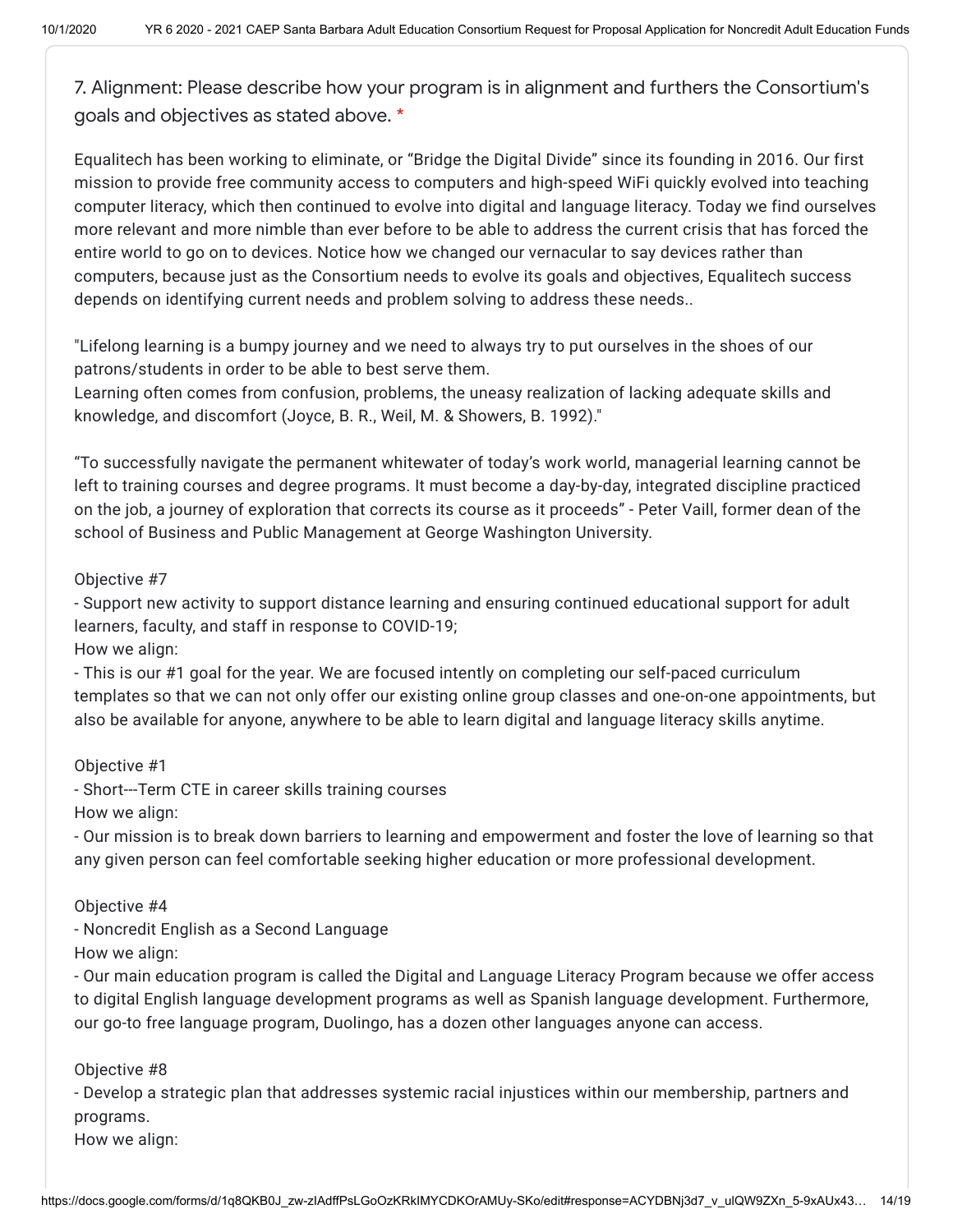7. Alignment: Please describe how your program is in alignment and furthers the Consortium's goals and objectives as stated above. *

Equalitech has been working to eliminate, or "Bridge the Digital Divide" since its founding in 2016. Our first mission to provide free community access to computers and high-speed WiFi quickly evolved into teaching computer literacy, which then continued to evolve into digital and language literacy. Today we find ourselves more relevant and more nimble than ever before to be able to address the current crisis that has forced the entire world to go on to devices. Notice how we changed our vernacular to say devices rather than computers, because just as the Consortium needs to evolve its goals and objectives, Equalitech success depends on identifying current needs and problem solving to address these needs..

"Lifelong learning is a bumpy journey and we need to always try to put ourselves in the shoes of our patrons/students in order to be able to best serve them.
Learning often comes from confusion, problems, the uneasy realization of lacking adequate skills and knowledge, and discomfort (Joyce, B. R., Weil, M. & Showers, B. 1992)."

"To successfully navigate the permanent whitewater of today's work world, managerial learning cannot be left to training courses and degree programs. It must become a day-by-day, integrated discipline practiced on the job, a journey of exploration that corrects its course as it proceeds" - Peter Vaill, former dean of the school of Business and Public Management at George Washington University.

Objective #7
- Support new activity to support distance learning and ensuring continued educational support for adult learners, faculty, and staff in response to COVID-19;
How we align:
- This is our #1 goal for the year. We are focused intently on completing our self-paced curriculum templates so that we can not only offer our existing online group classes and one-on-one appointments, but also be available for anyone, anywhere to be able to learn digital and language literacy skills anytime.

Objective #1
- Short---Term CTE in career skills training courses
How we align:
- Our mission is to break down barriers to learning and empowerment and foster the love of learning so that any given person can feel comfortable seeking higher education or more professional development.

Objective #4
- Noncredit English as a Second Language
How we align:
- Our main education program is called the Digital and Language Literacy Program because we offer access to digital English language development programs as well as Spanish language development. Furthermore, our go-to free language program, Duolingo, has a dozen other languages anyone can access.

Objective #8
- Develop a strategic plan that addresses systemic racial injustices within our membership, partners and programs.
How we align: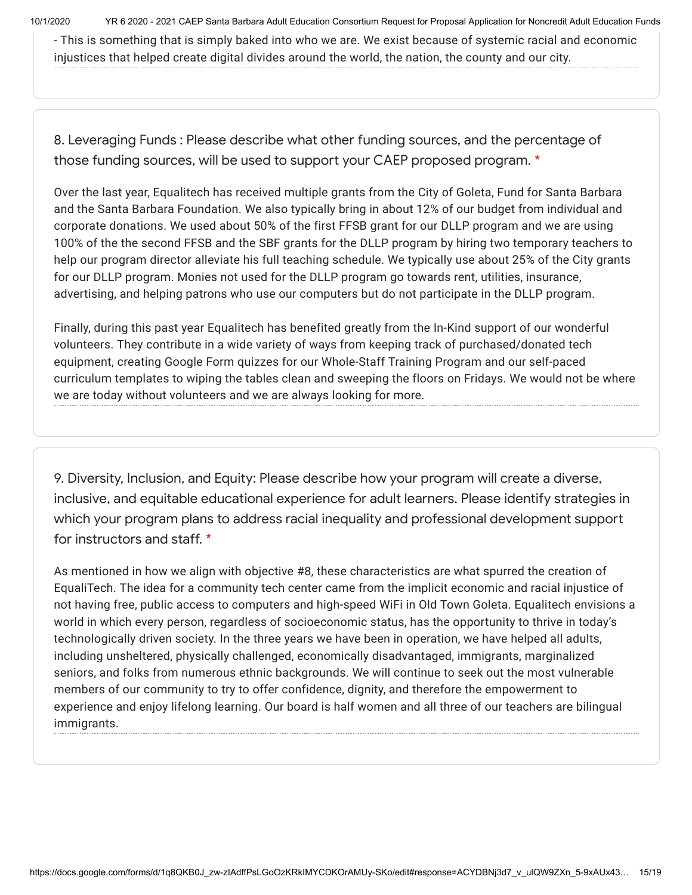- This is something that is simply baked into who we are. We exist because of systemic racial and economic injustices that helped create digital divides around the world, the nation, the county and our city.

8. Leveraging Funds : Please describe what other funding sources, and the percentage of those funding sources, will be used to support your CAEP proposed program. *

Over the last year, Equalitech has received multiple grants from the City of Goleta, Fund for Santa Barbara and the Santa Barbara Foundation. We also typically bring in about 12% of our budget from individual and corporate donations. We used about 50% of the first FFSB grant for our DLLP program and we are using 100% of the the second FFSB and the SBF grants for the DLLP program by hiring two temporary teachers to help our program director alleviate his full teaching schedule. We typically use about 25% of the City grants for our DLLP program. Monies not used for the DLLP program go towards rent, utilities, insurance, advertising, and helping patrons who use our computers but do not participate in the DLLP program.

Finally, during this past year Equalitech has benefited greatly from the In-Kind support of our wonderful volunteers. They contribute in a wide variety of ways from keeping track of purchased/donated tech equipment, creating Google Form quizzes for our Whole-Staff Training Program and our self-paced curriculum templates to wiping the tables clean and sweeping the floors on Fridays. We would not be where we are today without volunteers and we are always looking for more.

9. Diversity, Inclusion, and Equity: Please describe how your program will create a diverse, inclusive, and equitable educational experience for adult learners. Please identify strategies in which your program plans to address racial inequality and professional development support for instructors and staff. *

As mentioned in how we align with objective #8, these characteristics are what spurred the creation of EqualiTech. The idea for a community tech center came from the implicit economic and racial injustice of not having free, public access to computers and high-speed WiFi in Old Town Goleta. Equalitech envisions a world in which every person, regardless of socioeconomic status, has the opportunity to thrive in today's technologically driven society. In the three years we have been in operation, we have helped all adults, including unsheltered, physically challenged, economically disadvantaged, immigrants, marginalized seniors, and folks from numerous ethnic backgrounds. We will continue to seek out the most vulnerable members of our community to try to offer confidence, dignity, and therefore the empowerment to experience and enjoy lifelong learning. Our board is half women and all three of our teachers are bilingual immigrants.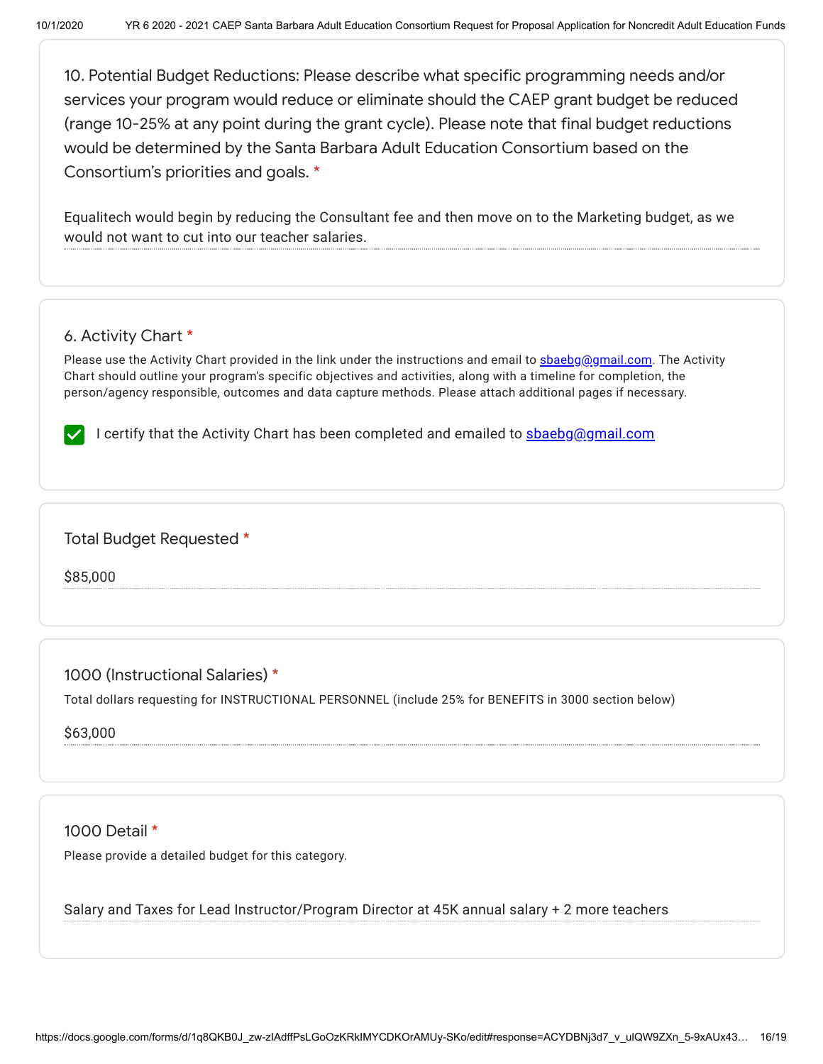10. Potential Budget Reductions: Please describe what specific programming needs and/or services your program would reduce or eliminate should the CAEP grant budget be reduced (range 10-25% at any point during the grant cycle). Please note that final budget reductions would be determined by the Santa Barbara Adult Education Consortium based on the Consortium's priorities and goals. *

Equalitech would begin by reducing the Consultant fee and then move on to the Marketing budget, as we would not want to cut into our teacher salaries.

6. Activity Chart *

Please use the Activity Chart provided in the link under the instructions and email to sbaebg@gmail.com. The Activity Chart should outline your program's specific objectives and activities, along with a timeline for completion, the person/agency responsible, outcomes and data capture methods. Please attach additional pages if necessary.

- [x] I certify that the Activity Chart has been completed and emailed to sbaebg@gmail.com

Total Budget Requested *

$85,000

1000 (Instructional Salaries) *

Total dollars requesting for INSTRUCTIONAL PERSONNEL (include 25% for BENEFITS in 3000 section below)

$63,000

1000 Detail *

Please provide a detailed budget for this category.

Salary and Taxes for Lead Instructor/Program Director at 45K annual salary + 2 more teachers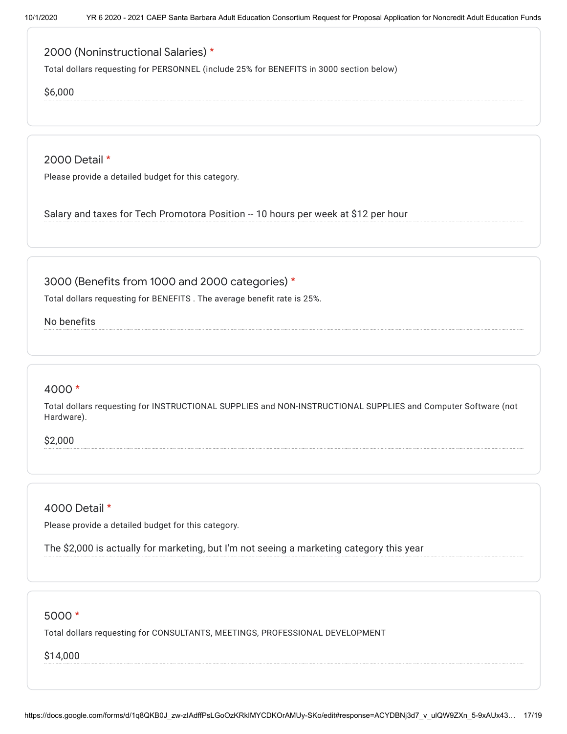## 2000 (Noninstructional Salaries) *

Total dollars requesting for PERSONNEL (include 25% for BENEFITS in 3000 section below)

$6,000

## 2000 Detail *

Please provide a detailed budget for this category.

Salary and taxes for Tech Promotora Position -- 10 hours per week at $12 per hour

## 3000 (Benefits from 1000 and 2000 categories) *

Total dollars requesting for BENEFITS . The average benefit rate is 25%.

No benefits

## 4000 *

Total dollars requesting for INSTRUCTIONAL SUPPLIES and NON-INSTRUCTIONAL SUPPLIES and Computer Software (not Hardware).

$2,000

## 4000 Detail *

Please provide a detailed budget for this category.

The $2,000 is actually for marketing, but I'm not seeing a marketing category this year

## 5000 *

Total dollars requesting for CONSULTANTS, MEETINGS, PROFESSIONAL DEVELOPMENT

$14,000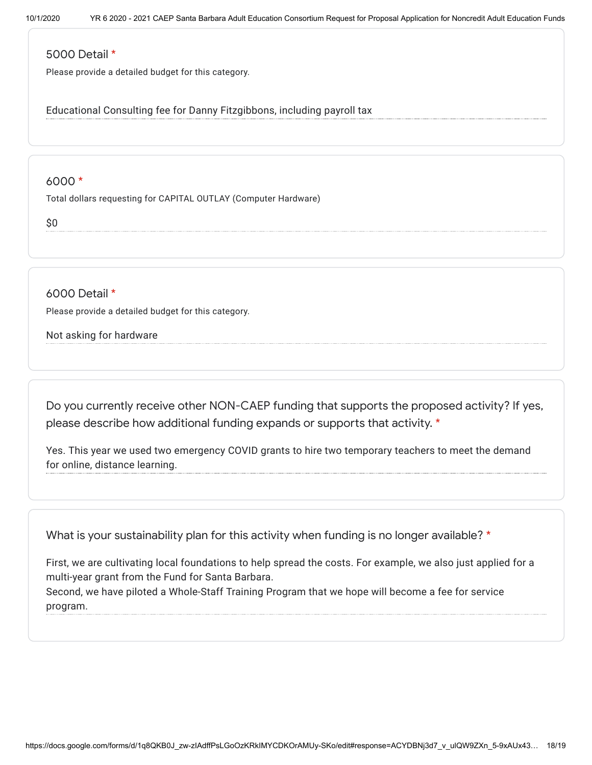## 5000 Detail *

Please provide a detailed budget for this category.

Educational Consulting fee for Danny Fitzgibbons, including payroll tax

## 6000 *

Total dollars requesting for CAPITAL OUTLAY (Computer Hardware)

$0

## 6000 Detail *

Please provide a detailed budget for this category.

Not asking for hardware

## Do you currently receive other NON-CAEP funding that supports the proposed activity? If yes, please describe how additional funding expands or supports that activity. *

Yes. This year we used two emergency COVID grants to hire two temporary teachers to meet the demand for online, distance learning.

## What is your sustainability plan for this activity when funding is no longer available? *

First, we are cultivating local foundations to help spread the costs. For example, we also just applied for a multi-year grant from the Fund for Santa Barbara.
Second, we have piloted a Whole-Staff Training Program that we hope will become a fee for service program.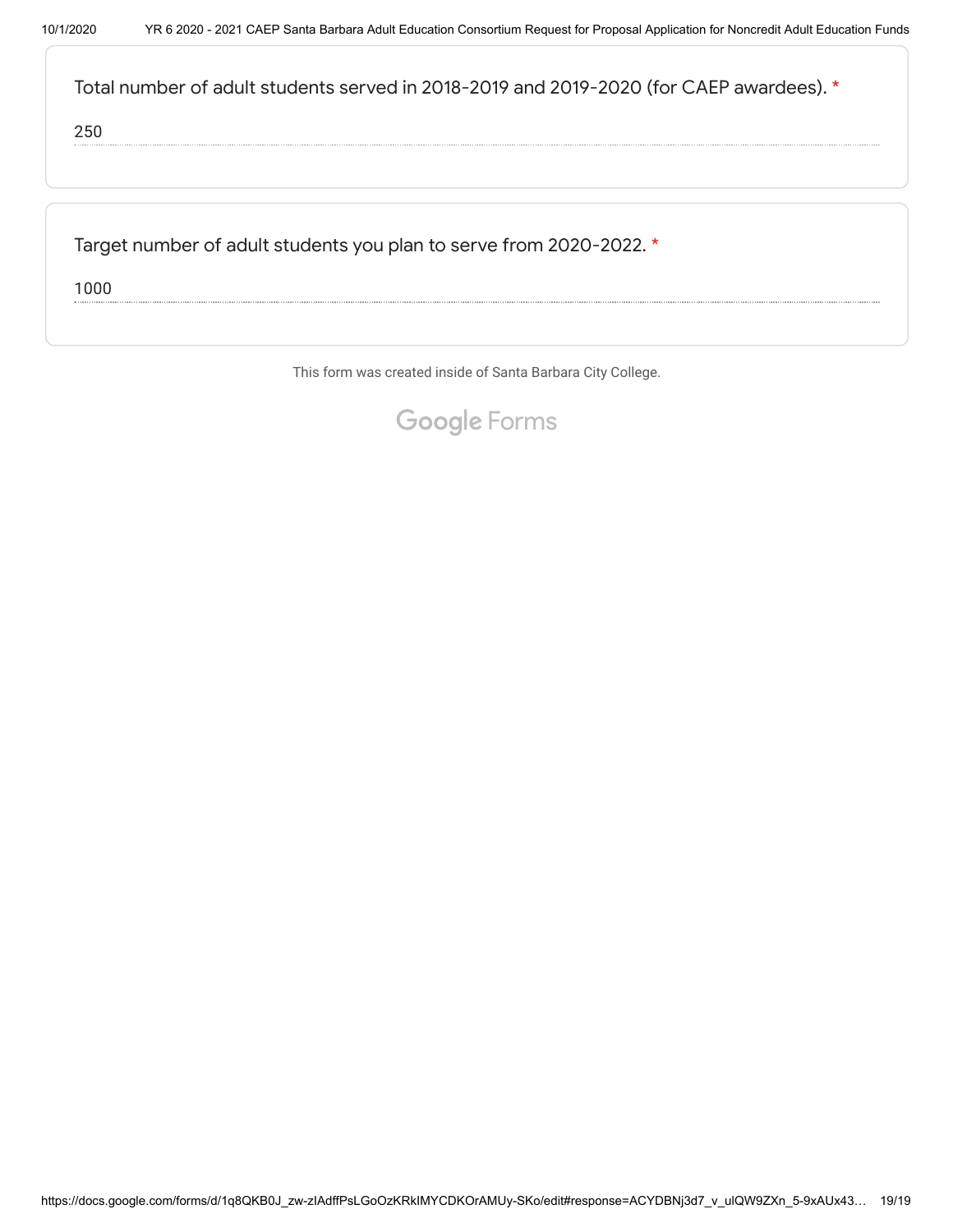Total number of adult students served in 2018-2019 and 2019-2020 (for CAEP awardees). *

250

Target number of adult students you plan to serve from 2020-2022. *

1000

This form was created inside of Santa Barbara City College.

Google Forms